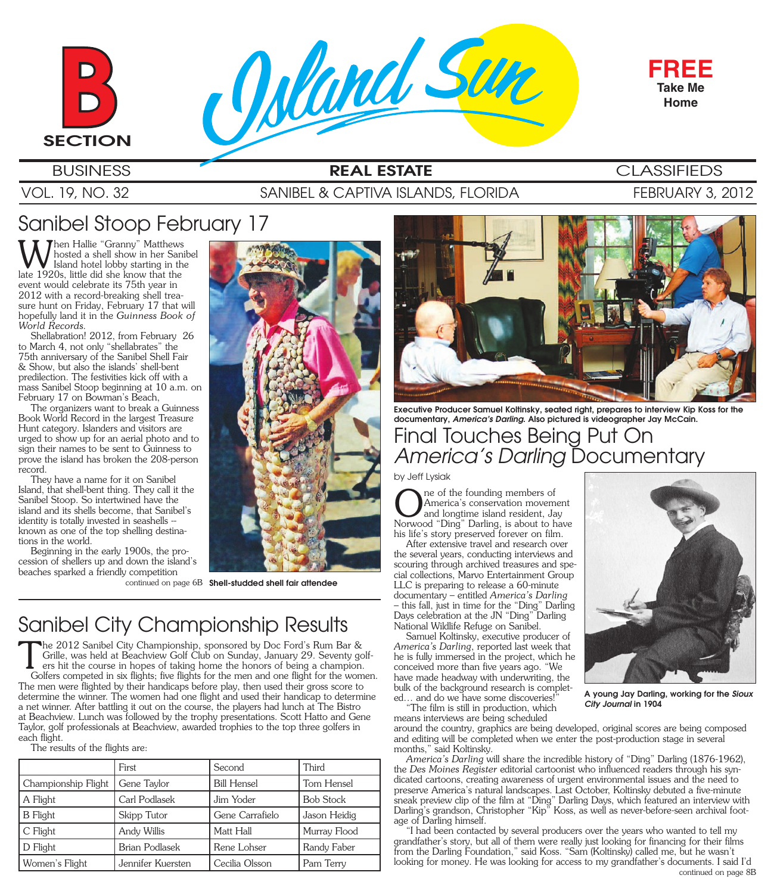# Island Sun

**B SECTION**

**FREE** Take Me Home

BUSINESS | **REAL ESTATE** | CLASSIFIEDS

VOL. 19, NO. 32 — SANIBEL & CAPTIVA ISLANDS, FLORIDA — FEBRUARY 3, 2012

## Sanibel Stoop February 17

When Hallie "Granny" Matthews hosted a shell show in her Sanibel Island hotel lobby starting in the late 1920s, little did she know that the event would celebrate its 75th year in 2012 with a record-breaking shell treasure hunt on Friday, February 17 that will hopefully land it in the *Guinness Book of World Records*.

Shellabration! 2012, from February 26 to March 4, not only "shellabrates" the 75th anniversary of the Sanibel Shell Fair & Show, but also the islands' shell-bent predilection. The festivities kick off with a mass Sanibel Stoop beginning at 10 a.m. on February 17 on Bowman's Beach,

The organizers want to break a Guinness Book World Record in the largest Treasure Hunt category. Islanders and visitors are urged to show up for an aerial photo and to sign their names to be sent to Guinness to prove the island has broken the 208-person record.

They have a name for it on Sanibel Island, that shell-bent thing. They call it the Sanibel Stoop. So intertwined have the island and its shells become, that Sanibel's identity is totally invested in seashells -- known as one of the top shelling destinations in the world.

Beginning in the early 1900s, the procession of shellers up and down the island's beaches sparked a friendly competition

continued on page 6B

**Shell-studded shell fair attendee**

## Sanibel City Championship Results

The 2012 Sanibel City Championship, sponsored by Doc Ford's Rum Bar & Grille, was held at Beachview Golf Club on Sunday, January 29. Seventy golfers hit the course in hopes of taking home the honors of being a champion.

Golfers competed in six flights; five flights for the men and one flight for the women. The men were flighted by their handicaps before play, then used their gross score to determine the winner. The women had one flight and used their handicap to determine a net winner. After battling it out on the course, the players had lunch at The Bistro at Beachview. Lunch was followed by the trophy presentations. Scott Hatto and Gene Taylor, golf professionals at Beachview, awarded trophies to the top three golfers in each flight.

The results of the flights are:

| | First | Second | Third |
|---|---|---|---|
| Championship Flight | Gene Taylor | Bill Hensel | Tom Hensel |
| A Flight | Carl Podlasek | Jim Yoder | Bob Stock |
| B Flight | Skipp Tutor | Gene Carrafielo | Jason Heidig |
| C Flight | Andy Willis | Matt Hall | Murray Flood |
| D Flight | Brian Podlasek | Rene Lohser | Randy Faber |
| Women's Flight | Jennifer Kuersten | Cecilia Olsson | Pam Terry |

**Executive Producer Samuel Koltinsky, seated right, prepares to interview Kip Koss for the documentary, *America's Darling*. Also pictured is videographer Jay McCain.**

## Final Touches Being Put On *America's Darling* Documentary

by Jeff Lysiak

One of the founding members of America's conservation movement and longtime island resident, Jay Norwood "Ding" Darling, is about to have his life's story preserved forever on film.

After extensive travel and research over the several years, conducting interviews and scouring through archived treasures and special collections, Marvo Entertainment Group LLC is preparing to release a 60-minute documentary – entitled *America's Darling* – this fall, just in time for the "Ding" Darling Days celebration at the JN "Ding" Darling National Wildlife Refuge on Sanibel.

Samuel Koltinsky, executive producer of *America's Darling*, reported last week that he is fully immersed in the project, which he conceived more than five years ago. "We have made headway with underwriting, the bulk of the background research is completed… and do we have some discoveries!"

"The film is still in production, which means interviews are being scheduled around the country, graphics are being developed, original scores are being composed and editing will be completed when we enter the post-production stage in several months," said Koltinsky.

**A young Jay Darling, working for the *Sioux City Journal* in 1904**

*America's Darling* will share the incredible history of "Ding" Darling (1876-1962), the *Des Moines Register* editorial cartoonist who influenced readers through his syndicated cartoons, creating awareness of urgent environmental issues and the need to preserve America's natural landscapes. Last October, Koltinsky debuted a five-minute sneak preview clip of the film at "Ding" Darling Days, which featured an interview with Darling's grandson, Christopher "Kip" Koss, as well as never-before-seen archival footage of Darling himself.

"I had been contacted by several producers over the years who wanted to tell my grandfather's story, but all of them were really just looking for financing for their films from the Darling Foundation," said Koss. "Sam (Koltinsky) called me, but he wasn't looking for money. He was looking for access to my grandfather's documents. I said I'd

continued on page 8B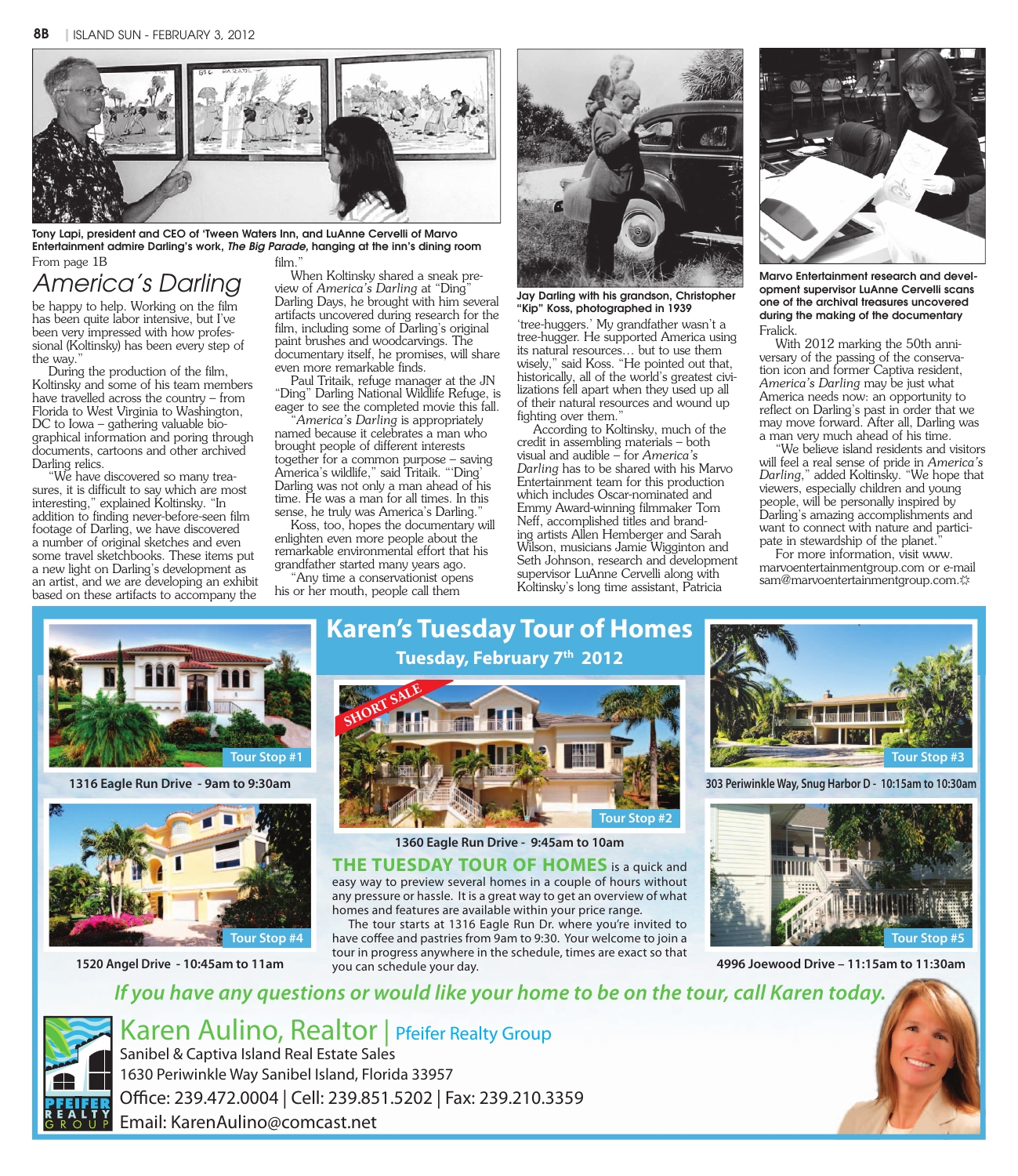Tony Lapi, president and CEO of 'Tween Waters Inn, and LuAnne Cervelli of Marvo Entertainment admire Darling's work, *The Big Parade*, hanging at the inn's dining room

From page 1B

# America's Darling

be happy to help. Working on the film has been quite labor intensive, but I've been very impressed with how professional (Koltinsky) has been every step of the way."

During the production of the film, Koltinsky and some of his team members have travelled across the country – from Florida to West Virginia to Washington, DC to Iowa – gathering valuable biographical information and poring through documents, cartoons and other archived Darling relics.

"We have discovered so many treasures, it is difficult to say which are most interesting," explained Koltinsky. "In addition to finding never-before-seen film footage of Darling, we have discovered a number of original sketches and even some travel sketchbooks. These items put a new light on Darling's development as an artist, and we are developing an exhibit based on these artifacts to accompany the film."

When Koltinsky shared a sneak preview of *America's Darling* at "Ding" Darling Days, he brought with him several artifacts uncovered during research for the film, including some of Darling's original paint brushes and woodcarvings. The documentary itself, he promises, will share even more remarkable finds.

Paul Tritaik, refuge manager at the JN "Ding" Darling National Wildlife Refuge, is eager to see the completed movie this fall.

"*America's Darling* is appropriately named because it celebrates a man who brought people of different interests together for a common purpose – saving America's wildlife," said Tritaik. "'Ding' Darling was not only a man ahead of his time. He was a man for all times. In this sense, he truly was America's Darling."

Koss, too, hopes the documentary will enlighten even more people about the remarkable environmental effort that his grandfather started many years ago.

"Any time a conservationist opens his or her mouth, people call them 'tree-huggers.' My grandfather wasn't a tree-hugger. He supported America using its natural resources… but to use them wisely," said Koss. "He pointed out that, historically, all of the world's greatest civilizations fell apart when they used up all of their natural resources and wound up fighting over them."

Jay Darling with his grandson, Christopher "Kip" Koss, photographed in 1939

According to Koltinsky, much of the credit in assembling materials – both visual and audible – for *America's Darling* has to be shared with his Marvo Entertainment team for this production which includes Oscar-nominated and Emmy Award-winning filmmaker Tom Neff, accomplished titles and branding artists Allen Hemberger and Sarah Wilson, musicians Jamie Wigginton and Seth Johnson, research and development supervisor LuAnne Cervelli along with Koltinsky's long time assistant, Patricia Fralick.

Marvo Entertainment research and development supervisor LuAnne Cervelli scans one of the archival treasures uncovered during the making of the documentary

With 2012 marking the 50th anniversary of the passing of the conservation icon and former Captiva resident, *America's Darling* may be just what America needs now: an opportunity to reflect on Darling's past in order that we may move forward. After all, Darling was a man very much ahead of his time.

"We believe island residents and visitors will feel a real sense of pride in *America's Darling*," added Koltinsky. "We hope that viewers, especially children and young people, will be personally inspired by Darling's amazing accomplishments and want to connect with nature and participate in stewardship of the planet."

For more information, visit www.marvoentertainmentgroup.com or e-mail sam@marvoentertainmentgroup.com.

## Karen's Tuesday Tour of Homes

**Tuesday, February 7th 2012**

Tour Stop #1 — 1316 Eagle Run Drive - 9am to 9:30am

SHORT SALE — Tour Stop #2 — 1360 Eagle Run Drive - 9:45am to 10am

Tour Stop #3 — 303 Periwinkle Way, Snug Harbor D - 10:15am to 10:30am

Tour Stop #4 — 1520 Angel Drive - 10:45am to 11am

Tour Stop #5 — 4996 Joewood Drive – 11:15am to 11:30am

**THE TUESDAY TOUR OF HOMES** is a quick and easy way to preview several homes in a couple of hours without any pressure or hassle. It is a great way to get an overview of what homes and features are available within your price range.

The tour starts at 1316 Eagle Run Dr. where you're invited to have coffee and pastries from 9am to 9:30. Your welcome to join a tour in progress anywhere in the schedule, times are exact so that you can schedule your day.

*If you have any questions or would like your home to be on the tour, call Karen today.*

Karen Aulino, Realtor | Pfeifer Realty Group

Sanibel & Captiva Island Real Estate Sales

1630 Periwinkle Way Sanibel Island, Florida 33957

Office: 239.472.0004 | Cell: 239.851.5202 | Fax: 239.210.3359

Email: KarenAulino@comcast.net

PFEIFER REALTY GROUP